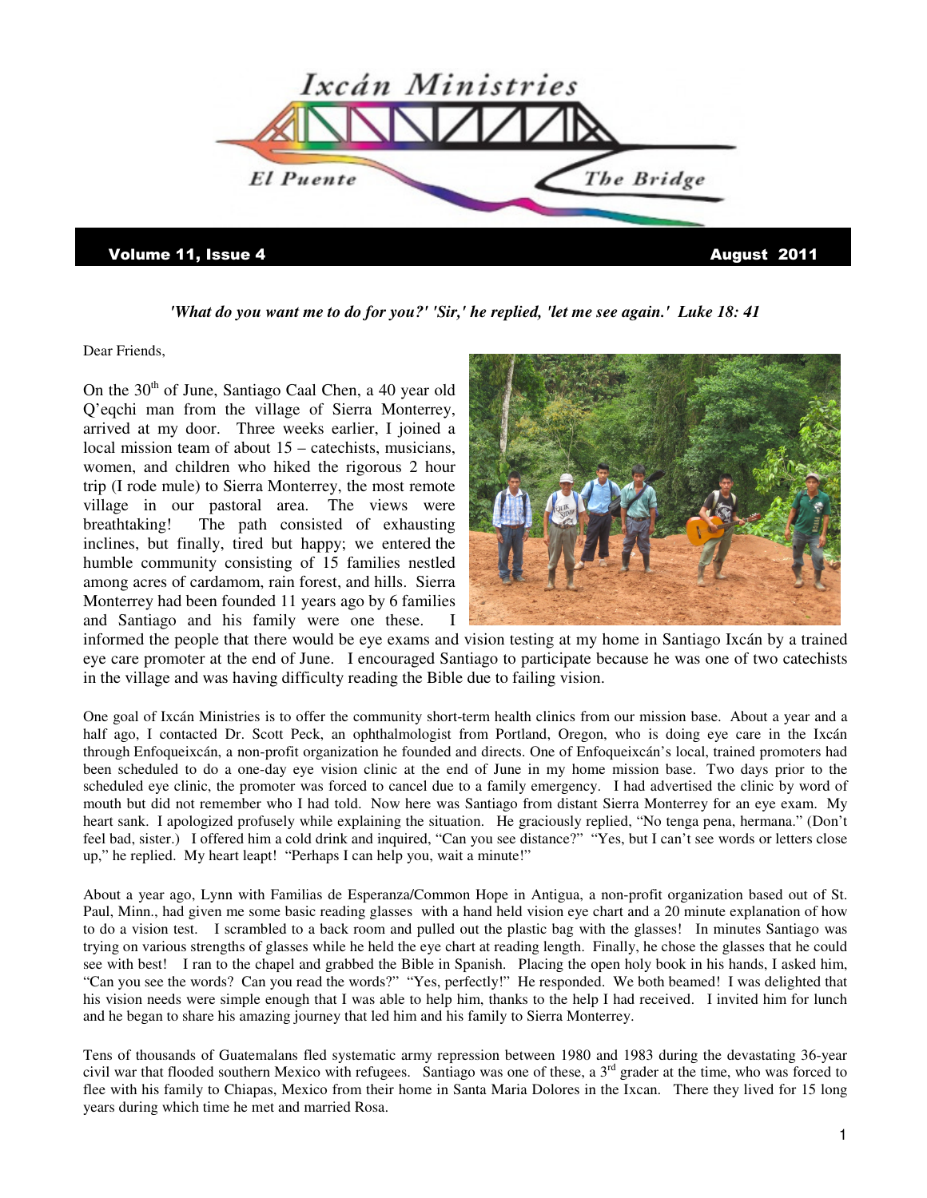# Ixcán Ministries

**El Puente — The Bridge**

**Volume 11, Issue 4 — August 2011**

***'What do you want me to do for you?' 'Sir,' he replied, 'let me see again.' Luke 18: 41***

Dear Friends,

On the 30th of June, Santiago Caal Chen, a 40 year old Q'eqchi man from the village of Sierra Monterrey, arrived at my door. Three weeks earlier, I joined a local mission team of about 15 – catechists, musicians, women, and children who hiked the rigorous 2 hour trip (I rode mule) to Sierra Monterrey, the most remote village in our pastoral area. The views were breathtaking! The path consisted of exhausting inclines, but finally, tired but happy; we entered the humble community consisting of 15 families nestled among acres of cardamom, rain forest, and hills. Sierra Monterrey had been founded 11 years ago by 6 families and Santiago and his family were one these. I informed the people that there would be eye exams and vision testing at my home in Santiago Ixcán by a trained eye care promoter at the end of June. I encouraged Santiago to participate because he was one of two catechists in the village and was having difficulty reading the Bible due to failing vision.

One goal of Ixcán Ministries is to offer the community short-term health clinics from our mission base. About a year and a half ago, I contacted Dr. Scott Peck, an ophthalmologist from Portland, Oregon, who is doing eye care in the Ixcán through Enfoqueixcán, a non-profit organization he founded and directs. One of Enfoqueixcán's local, trained promoters had been scheduled to do a one-day eye vision clinic at the end of June in my home mission base. Two days prior to the scheduled eye clinic, the promoter was forced to cancel due to a family emergency. I had advertised the clinic by word of mouth but did not remember who I had told. Now here was Santiago from distant Sierra Monterrey for an eye exam. My heart sank. I apologized profusely while explaining the situation. He graciously replied, "No tenga pena, hermana." (Don't feel bad, sister.) I offered him a cold drink and inquired, "Can you see distance?" "Yes, but I can't see words or letters close up," he replied. My heart leapt! "Perhaps I can help you, wait a minute!"

About a year ago, Lynn with Familias de Esperanza/Common Hope in Antigua, a non-profit organization based out of St. Paul, Minn., had given me some basic reading glasses with a hand held vision eye chart and a 20 minute explanation of how to do a vision test. I scrambled to a back room and pulled out the plastic bag with the glasses! In minutes Santiago was trying on various strengths of glasses while he held the eye chart at reading length. Finally, he chose the glasses that he could see with best! I ran to the chapel and grabbed the Bible in Spanish. Placing the open holy book in his hands, I asked him, "Can you see the words? Can you read the words?" "Yes, perfectly!" He responded. We both beamed! I was delighted that his vision needs were simple enough that I was able to help him, thanks to the help I had received. I invited him for lunch and he began to share his amazing journey that led him and his family to Sierra Monterrey.

Tens of thousands of Guatemalans fled systematic army repression between 1980 and 1983 during the devastating 36-year civil war that flooded southern Mexico with refugees. Santiago was one of these, a 3rd grader at the time, who was forced to flee with his family to Chiapas, Mexico from their home in Santa Maria Dolores in the Ixcan. There they lived for 15 long years during which time he met and married Rosa.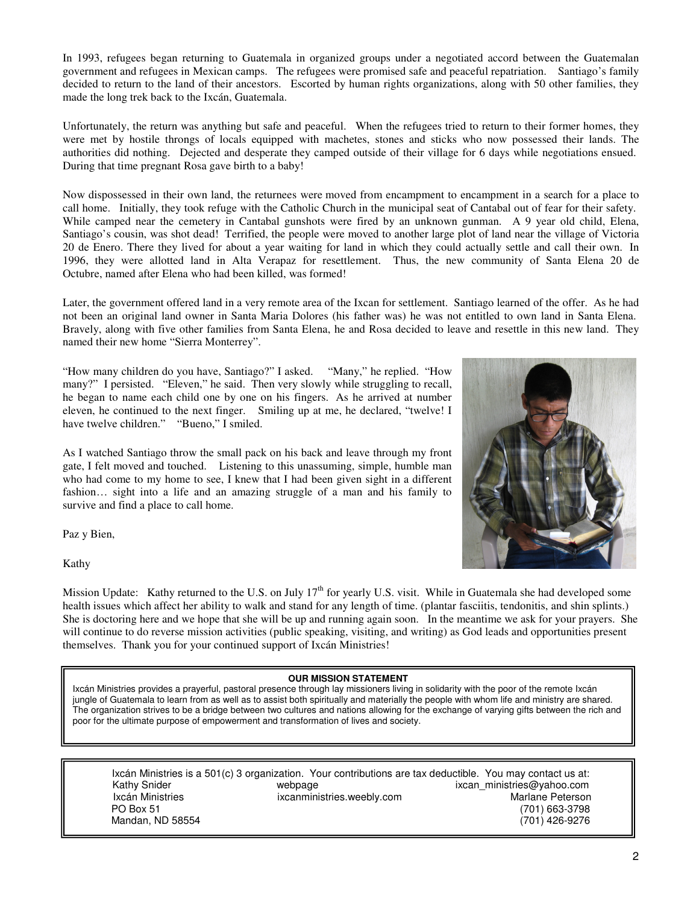In 1993, refugees began returning to Guatemala in organized groups under a negotiated accord between the Guatemalan government and refugees in Mexican camps. The refugees were promised safe and peaceful repatriation. Santiago's family decided to return to the land of their ancestors. Escorted by human rights organizations, along with 50 other families, they made the long trek back to the Ixcán, Guatemala.

Unfortunately, the return was anything but safe and peaceful. When the refugees tried to return to their former homes, they were met by hostile throngs of locals equipped with machetes, stones and sticks who now possessed their lands. The authorities did nothing. Dejected and desperate they camped outside of their village for 6 days while negotiations ensued. During that time pregnant Rosa gave birth to a baby!

Now dispossessed in their own land, the returnees were moved from encampment to encampment in a search for a place to call home. Initially, they took refuge with the Catholic Church in the municipal seat of Cantabal out of fear for their safety. While camped near the cemetery in Cantabal gunshots were fired by an unknown gunman. A 9 year old child, Elena, Santiago's cousin, was shot dead! Terrified, the people were moved to another large plot of land near the village of Victoria 20 de Enero. There they lived for about a year waiting for land in which they could actually settle and call their own. In 1996, they were allotted land in Alta Verapaz for resettlement. Thus, the new community of Santa Elena 20 de Octubre, named after Elena who had been killed, was formed!

Later, the government offered land in a very remote area of the Ixcan for settlement. Santiago learned of the offer. As he had not been an original land owner in Santa Maria Dolores (his father was) he was not entitled to own land in Santa Elena. Bravely, along with five other families from Santa Elena, he and Rosa decided to leave and resettle in this new land. They named their new home "Sierra Monterrey".

"How many children do you have, Santiago?" I asked. "Many," he replied. "How many?" I persisted. "Eleven," he said. Then very slowly while struggling to recall, he began to name each child one by one on his fingers. As he arrived at number eleven, he continued to the next finger. Smiling up at me, he declared, "twelve! I have twelve children." "Bueno," I smiled.

As I watched Santiago throw the small pack on his back and leave through my front gate, I felt moved and touched. Listening to this unassuming, simple, humble man who had come to my home to see, I knew that I had been given sight in a different fashion… sight into a life and an amazing struggle of a man and his family to survive and find a place to call home.

Paz y Bien,

Kathy

Mission Update: Kathy returned to the U.S. on July 17th for yearly U.S. visit. While in Guatemala she had developed some health issues which affect her ability to walk and stand for any length of time. (plantar fasciitis, tendonitis, and shin splints.) She is doctoring here and we hope that she will be up and running again soon. In the meantime we ask for your prayers. She will continue to do reverse mission activities (public speaking, visiting, and writing) as God leads and opportunities present themselves. Thank you for your continued support of Ixcán Ministries!

**OUR MISSION STATEMENT**

Ixcán Ministries provides a prayerful, pastoral presence through lay missioners living in solidarity with the poor of the remote Ixcán jungle of Guatemala to learn from as well as to assist both spiritually and materially the people with whom life and ministry are shared. The organization strives to be a bridge between two cultures and nations allowing for the exchange of varying gifts between the rich and poor for the ultimate purpose of empowerment and transformation of lives and society.

Ixcán Ministries is a 501(c) 3 organization. Your contributions are tax deductible. You may contact us at:

| | | |
|---|---|---|
| Kathy Snider | webpage | ixcan_ministries@yahoo.com |
| Ixcán Ministries | ixcanministries.weebly.com | Marlane Peterson |
| PO Box 51 | | (701) 663-3798 |
| Mandan, ND 58554 | | (701) 426-9276 |